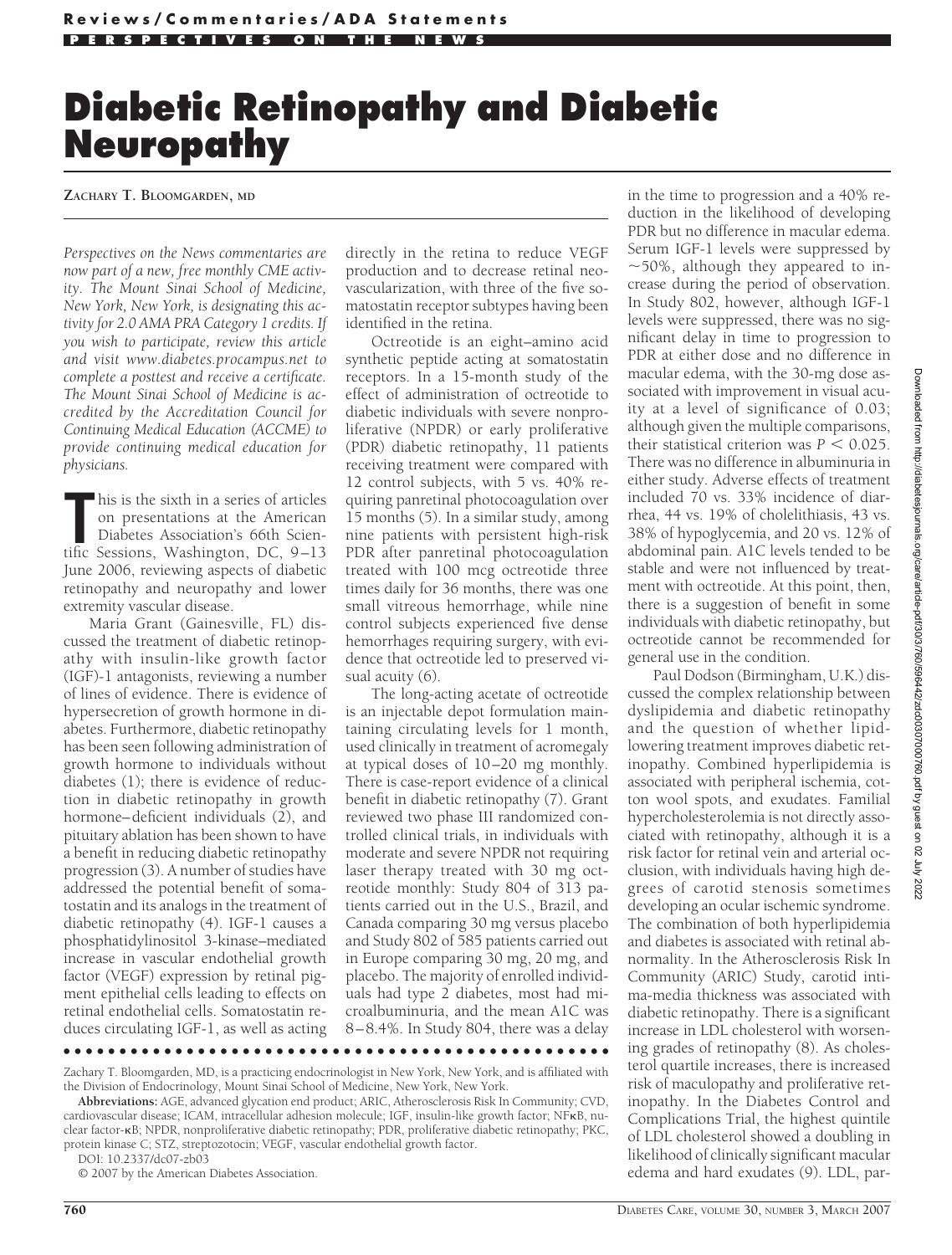# Diabetic Retinopathy and Diabetic Neuropathy

**ZACHARY T. BLOOMGARDEN, MD**

*Perspectives on the News commentaries are now part of a new, free monthly CME activity. The Mount Sinai School of Medicine, New York, New York, is designating this activity for 2.0 AMA PRA Category 1 credits. If you wish to participate, review this article and visit www.diabetes.procampus.net to complete a posttest and receive a certificate. The Mount Sinai School of Medicine is accredited by the Accreditation Council for Continuing Medical Education (ACCME) to provide continuing medical education for physicians.*

This is the sixth in a series of articles on presentations at the American Diabetes Association's 66th Scientific Sessions, Washington, DC, 9–13 June 2006, reviewing aspects of diabetic retinopathy and neuropathy and lower extremity vascular disease.

Maria Grant (Gainesville, FL) discussed the treatment of diabetic retinopathy with insulin-like growth factor (IGF)-1 antagonists, reviewing a number of lines of evidence. There is evidence of hypersecretion of growth hormone in diabetes. Furthermore, diabetic retinopathy has been seen following administration of growth hormone to individuals without diabetes (1); there is evidence of reduction in diabetic retinopathy in growth hormone–deficient individuals (2), and pituitary ablation has been shown to have a benefit in reducing diabetic retinopathy progression (3). A number of studies have addressed the potential benefit of somatostatin and its analogs in the treatment of diabetic retinopathy (4). IGF-1 causes a phosphatidylinositol 3-kinase–mediated increase in vascular endothelial growth factor (VEGF) expression by retinal pigment epithelial cells leading to effects on retinal endothelial cells. Somatostatin reduces circulating IGF-1, as well as acting directly in the retina to reduce VEGF production and to decrease retinal neovascularization, with three of the five somatostatin receptor subtypes having been identified in the retina.

Octreotide is an eight–amino acid synthetic peptide acting at somatostatin receptors. In a 15-month study of the effect of administration of octreotide to diabetic individuals with severe nonproliferative (NPDR) or early proliferative (PDR) diabetic retinopathy, 11 patients receiving treatment were compared with 12 control subjects, with 5 vs. 40% requiring panretinal photocoagulation over 15 months (5). In a similar study, among nine patients with persistent high-risk PDR after panretinal photocoagulation treated with 100 mcg octreotide three times daily for 36 months, there was one small vitreous hemorrhage, while nine control subjects experienced five dense hemorrhages requiring surgery, with evidence that octreotide led to preserved visual acuity (6).

The long-acting acetate of octreotide is an injectable depot formulation maintaining circulating levels for 1 month, used clinically in treatment of acromegaly at typical doses of 10–20 mg monthly. There is case-report evidence of a clinical benefit in diabetic retinopathy (7). Grant reviewed two phase III randomized controlled clinical trials, in individuals with moderate and severe NPDR not requiring laser therapy treated with 30 mg octreotide monthly: Study 804 of 313 patients carried out in the U.S., Brazil, and Canada comparing 30 mg versus placebo and Study 802 of 585 patients carried out in Europe comparing 30 mg, 20 mg, and placebo. The majority of enrolled individuals had type 2 diabetes, most had microalbuminuria, and the mean A1C was 8–8.4%. In Study 804, there was a delay in the time to progression and a 40% reduction in the likelihood of developing PDR but no difference in macular edema. Serum IGF-1 levels were suppressed by ~50%, although they appeared to increase during the period of observation. In Study 802, however, although IGF-1 levels were suppressed, there was no significant delay in time to progression to PDR at either dose and no difference in macular edema, with the 30-mg dose associated with improvement in visual acuity at a level of significance of 0.03; although given the multiple comparisons, their statistical criterion was $P < 0.025$. There was no difference in albuminuria in either study. Adverse effects of treatment included 70 vs. 33% incidence of diarrhea, 44 vs. 19% of cholelithiasis, 43 vs. 38% of hypoglycemia, and 20 vs. 12% of abdominal pain. A1C levels tended to be stable and were not influenced by treatment with octreotide. At this point, then, there is a suggestion of benefit in some individuals with diabetic retinopathy, but octreotide cannot be recommended for general use in the condition.

Paul Dodson (Birmingham, U.K.) discussed the complex relationship between dyslipidemia and diabetic retinopathy and the question of whether lipid-lowering treatment improves diabetic retinopathy. Combined hyperlipidemia is associated with peripheral ischemia, cotton wool spots, and exudates. Familial hypercholesterolemia is not directly associated with retinopathy, although it is a risk factor for retinal vein and arterial occlusion, with individuals having high degrees of carotid stenosis sometimes developing an ocular ischemic syndrome. The combination of both hyperlipidemia and diabetes is associated with retinal abnormality. In the Atherosclerosis Risk In Community (ARIC) Study, carotid intima-media thickness was associated with diabetic retinopathy. There is a significant increase in LDL cholesterol with worsening grades of retinopathy (8). As cholesterol quartile increases, there is increased risk of maculopathy and proliferative retinopathy. In the Diabetes Control and Complications Trial, the highest quintile of LDL cholesterol showed a doubling in likelihood of clinically significant macular edema and hard exudates (9). LDL, par-

Zachary T. Bloomgarden, MD, is a practicing endocrinologist in New York, New York, and is affiliated with the Division of Endocrinology, Mount Sinai School of Medicine, New York, New York.

**Abbreviations:** AGE, advanced glycation end product; ARIC, Atherosclerosis Risk In Community; CVD, cardiovascular disease; ICAM, intracellular adhesion molecule; IGF, insulin-like growth factor; NFκB, nuclear factor-κB; NPDR, nonproliferative diabetic retinopathy; PDR, proliferative diabetic retinopathy; PKC, protein kinase C; STZ, streptozotocin; VEGF, vascular endothelial growth factor.

DOI: 10.2337/dc07-zb03

© 2007 by the American Diabetes Association.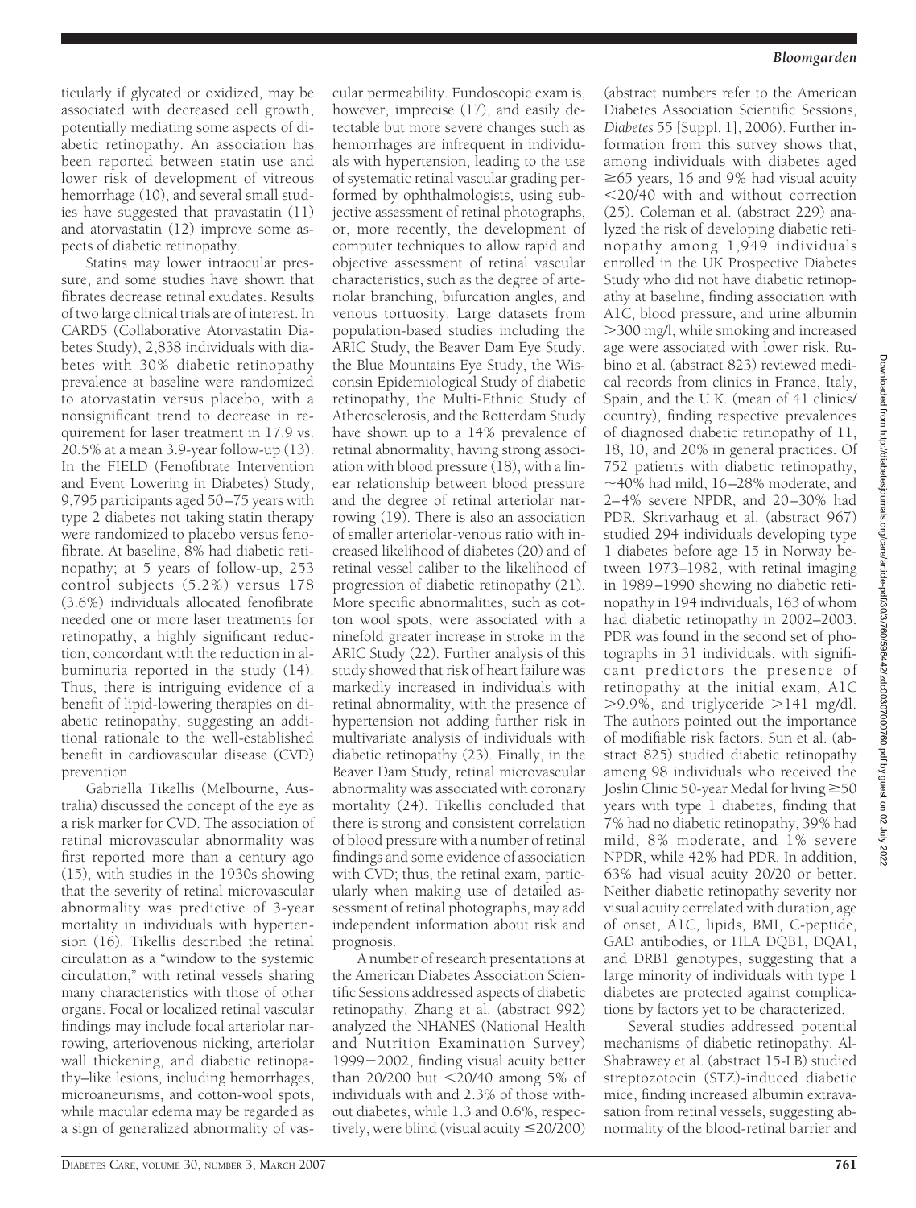ticularly if glycated or oxidized, may be associated with decreased cell growth, potentially mediating some aspects of diabetic retinopathy. An association has been reported between statin use and lower risk of development of vitreous hemorrhage (10), and several small studies have suggested that pravastatin (11) and atorvastatin (12) improve some aspects of diabetic retinopathy.

Statins may lower intraocular pressure, and some studies have shown that fibrates decrease retinal exudates. Results of two large clinical trials are of interest. In CARDS (Collaborative Atorvastatin Diabetes Study), 2,838 individuals with diabetes with 30% diabetic retinopathy prevalence at baseline were randomized to atorvastatin versus placebo, with a nonsignificant trend to decrease in requirement for laser treatment in 17.9 vs. 20.5% at a mean 3.9-year follow-up (13). In the FIELD (Fenofibrate Intervention and Event Lowering in Diabetes) Study, 9,795 participants aged 50–75 years with type 2 diabetes not taking statin therapy were randomized to placebo versus fenofibrate. At baseline, 8% had diabetic retinopathy; at 5 years of follow-up, 253 control subjects (5.2%) versus 178 (3.6%) individuals allocated fenofibrate needed one or more laser treatments for retinopathy, a highly significant reduction, concordant with the reduction in albuminuria reported in the study (14). Thus, there is intriguing evidence of a benefit of lipid-lowering therapies on diabetic retinopathy, suggesting an additional rationale to the well-established benefit in cardiovascular disease (CVD) prevention.

Gabriella Tikellis (Melbourne, Australia) discussed the concept of the eye as a risk marker for CVD. The association of retinal microvascular abnormality was first reported more than a century ago (15), with studies in the 1930s showing that the severity of retinal microvascular abnormality was predictive of 3-year mortality in individuals with hypertension (16). Tikellis described the retinal circulation as a "window to the systemic circulation," with retinal vessels sharing many characteristics with those of other organs. Focal or localized retinal vascular findings may include focal arteriolar narrowing, arteriovenous nicking, arteriolar wall thickening, and diabetic retinopathy–like lesions, including hemorrhages, microaneurisms, and cotton-wool spots, while macular edema may be regarded as a sign of generalized abnormality of vascular permeability. Fundoscopic exam is, however, imprecise (17), and easily detectable but more severe changes such as hemorrhages are infrequent in individuals with hypertension, leading to the use of systematic retinal vascular grading performed by ophthalmologists, using subjective assessment of retinal photographs, or, more recently, the development of computer techniques to allow rapid and objective assessment of retinal vascular characteristics, such as the degree of arteriolar branching, bifurcation angles, and venous tortuosity. Large datasets from population-based studies including the ARIC Study, the Beaver Dam Eye Study, the Blue Mountains Eye Study, the Wisconsin Epidemiological Study of diabetic retinopathy, the Multi-Ethnic Study of Atherosclerosis, and the Rotterdam Study have shown up to a 14% prevalence of retinal abnormality, having strong association with blood pressure (18), with a linear relationship between blood pressure and the degree of retinal arteriolar narrowing (19). There is also an association of smaller arteriolar-venous ratio with increased likelihood of diabetes (20) and of retinal vessel caliber to the likelihood of progression of diabetic retinopathy (21). More specific abnormalities, such as cotton wool spots, were associated with a ninefold greater increase in stroke in the ARIC Study (22). Further analysis of this study showed that risk of heart failure was markedly increased in individuals with retinal abnormality, with the presence of hypertension not adding further risk in multivariate analysis of individuals with diabetic retinopathy (23). Finally, in the Beaver Dam Study, retinal microvascular abnormality was associated with coronary mortality (24). Tikellis concluded that there is strong and consistent correlation of blood pressure with a number of retinal findings and some evidence of association with CVD; thus, the retinal exam, particularly when making use of detailed assessment of retinal photographs, may add independent information about risk and prognosis.

A number of research presentations at the American Diabetes Association Scientific Sessions addressed aspects of diabetic retinopathy. Zhang et al. (abstract 992) analyzed the NHANES (National Health and Nutrition Examination Survey) 1999–2002, finding visual acuity better than 20/200 but <20/40 among 5% of individuals with and 2.3% of those without diabetes, while 1.3 and 0.6%, respectively, were blind (visual acuity ≤20/200) (abstract numbers refer to the American Diabetes Association Scientific Sessions, *Diabetes* 55 [Suppl. 1], 2006). Further information from this survey shows that, among individuals with diabetes aged ≥65 years, 16 and 9% had visual acuity <20/40 with and without correction (25). Coleman et al. (abstract 229) analyzed the risk of developing diabetic retinopathy among 1,949 individuals enrolled in the UK Prospective Diabetes Study who did not have diabetic retinopathy at baseline, finding association with A1C, blood pressure, and urine albumin >300 mg/l, while smoking and increased age were associated with lower risk. Rubino et al. (abstract 823) reviewed medical records from clinics in France, Italy, Spain, and the U.K. (mean of 41 clinics/country), finding respective prevalences of diagnosed diabetic retinopathy of 11, 18, 10, and 20% in general practices. Of 752 patients with diabetic retinopathy, ~40% had mild, 16–28% moderate, and 2–4% severe NPDR, and 20–30% had PDR. Skrivarhaug et al. (abstract 967) studied 294 individuals developing type 1 diabetes before age 15 in Norway between 1973–1982, with retinal imaging in 1989–1990 showing no diabetic retinopathy in 194 individuals, 163 of whom had diabetic retinopathy in 2002–2003. PDR was found in the second set of photographs in 31 individuals, with significant predictors the presence of retinopathy at the initial exam, A1C >9.9%, and triglyceride >141 mg/dl. The authors pointed out the importance of modifiable risk factors. Sun et al. (abstract 825) studied diabetic retinopathy among 98 individuals who received the Joslin Clinic 50-year Medal for living ≥50 years with type 1 diabetes, finding that 7% had no diabetic retinopathy, 39% had mild, 8% moderate, and 1% severe NPDR, while 42% had PDR. In addition, 63% had visual acuity 20/20 or better. Neither diabetic retinopathy severity nor visual acuity correlated with duration, age of onset, A1C, lipids, BMI, C-peptide, GAD antibodies, or HLA DQB1, DQA1, and DRB1 genotypes, suggesting that a large minority of individuals with type 1 diabetes are protected against complications by factors yet to be characterized.

Several studies addressed potential mechanisms of diabetic retinopathy. Al-Shabrawey et al. (abstract 15-LB) studied streptozotocin (STZ)-induced diabetic mice, finding increased albumin extravasation from retinal vessels, suggesting abnormality of the blood-retinal barrier and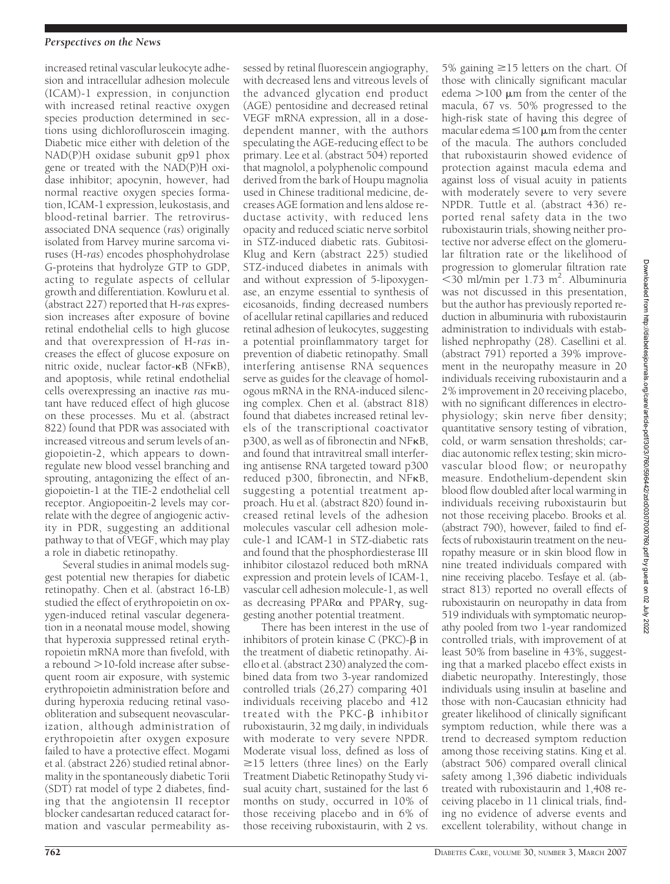increased retinal vascular leukocyte adhesion and intracellular adhesion molecule (ICAM)-1 expression, in conjunction with increased retinal reactive oxygen species production determined in sections using dichlorofluroscein imaging. Diabetic mice either with deletion of the NAD(P)H oxidase subunit gp91 phox gene or treated with the NAD(P)H oxidase inhibitor; apocynin, however, had normal reactive oxygen species formation, ICAM-1 expression, leukostasis, and blood-retinal barrier. The retrovirus-associated DNA sequence (*ras*) originally isolated from Harvey murine sarcoma viruses (H-*ras*) encodes phosphohydrolase G-proteins that hydrolyze GTP to GDP, acting to regulate aspects of cellular growth and differentiation. Kowluru et al. (abstract 227) reported that H-*ras* expression increases after exposure of bovine retinal endothelial cells to high glucose and that overexpression of H-*ras* increases the effect of glucose exposure on nitric oxide, nuclear factor-κB (NFκB), and apoptosis, while retinal endothelial cells overexpressing an inactive *ras* mutant have reduced effect of high glucose on these processes. Mu et al. (abstract 822) found that PDR was associated with increased vitreous and serum levels of angiopoietin-2, which appears to downregulate new blood vessel branching and sprouting, antagonizing the effect of angiopoietin-1 at the TIE-2 endothelial cell receptor. Angiopoeitin-2 levels may correlate with the degree of angiogenic activity in PDR, suggesting an additional pathway to that of VEGF, which may play a role in diabetic retinopathy.

Several studies in animal models suggest potential new therapies for diabetic retinopathy. Chen et al. (abstract 16-LB) studied the effect of erythropoietin on oxygen-induced retinal vascular degeneration in a neonatal mouse model, showing that hyperoxia suppressed retinal erythropoietin mRNA more than fivefold, with a rebound >10-fold increase after subsequent room air exposure, with systemic erythropoietin administration before and during hyperoxia reducing retinal vasoobliteration and subsequent neovascularization, although administration of erythropoietin after oxygen exposure failed to have a protective effect. Mogami et al. (abstract 226) studied retinal abnormality in the spontaneously diabetic Torii (SDT) rat model of type 2 diabetes, finding that the angiotensin II receptor blocker candesartan reduced cataract formation and vascular permeability assessed by retinal fluorescein angiography, with decreased lens and vitreous levels of the advanced glycation end product (AGE) pentosidine and decreased retinal VEGF mRNA expression, all in a dose-dependent manner, with the authors speculating the AGE-reducing effect to be primary. Lee et al. (abstract 504) reported that magnolol, a polyphenolic compound derived from the bark of Houpu magnolia used in Chinese traditional medicine, decreases AGE formation and lens aldose reductase activity, with reduced lens opacity and reduced sciatic nerve sorbitol in STZ-induced diabetic rats. Gubitosi-Klug and Kern (abstract 225) studied STZ-induced diabetes in animals with and without expression of 5-lipoxygenase, an enzyme essential to synthesis of eicosanoids, finding decreased numbers of acellular retinal capillaries and reduced retinal adhesion of leukocytes, suggesting a potential proinflammatory target for prevention of diabetic retinopathy. Small interfering antisense RNA sequences serve as guides for the cleavage of homologous mRNA in the RNA-induced silencing complex. Chen et al. (abstract 818) found that diabetes increased retinal levels of the transcriptional coactivator p300, as well as of fibronectin and NFκB, and found that intravitreal small interfering antisense RNA targeted toward p300 reduced p300, fibronectin, and NFκB, suggesting a potential treatment approach. Hu et al. (abstract 820) found increased retinal levels of the adhesion molecules vascular cell adhesion molecule-1 and ICAM-1 in STZ-diabetic rats and found that the phosphordiesterase III inhibitor cilostazol reduced both mRNA expression and protein levels of ICAM-1, vascular cell adhesion molecule-1, as well as decreasing PPARα and PPARγ, suggesting another potential treatment.

There has been interest in the use of inhibitors of protein kinase C (PKC)-β in the treatment of diabetic retinopathy. Aiello et al. (abstract 230) analyzed the combined data from two 3-year randomized controlled trials (26,27) comparing 401 individuals receiving placebo and 412 treated with the PKC-β inhibitor ruboxistaurin, 32 mg daily, in individuals with moderate to very severe NPDR. Moderate visual loss, defined as loss of ≥15 letters (three lines) on the Early Treatment Diabetic Retinopathy Study visual acuity chart, sustained for the last 6 months on study, occurred in 10% of those receiving placebo and in 6% of those receiving ruboxistaurin, with 2 vs. 5% gaining ≥15 letters on the chart. Of those with clinically significant macular edema >100 μm from the center of the macula, 67 vs. 50% progressed to the high-risk state of having this degree of macular edema ≤100 μm from the center of the macula. The authors concluded that ruboxistaurin showed evidence of protection against macula edema and against loss of visual acuity in patients with moderately severe to very severe NPDR. Tuttle et al. (abstract 436) reported renal safety data in the two ruboxistaurin trials, showing neither protective nor adverse effect on the glomerular filtration rate or the likelihood of progression to glomerular filtration rate <30 ml/min per 1.73 m$^2$. Albuminuria was not discussed in this presentation, but the author has previously reported reduction in albuminuria with ruboxistaurin administration to individuals with established nephropathy (28). Casellini et al. (abstract 791) reported a 39% improvement in the neuropathy measure in 20 individuals receiving ruboxistaurin and a 2% improvement in 20 receiving placebo, with no significant differences in electrophysiology; skin nerve fiber density; quantitative sensory testing of vibration, cold, or warm sensation thresholds; cardiac autonomic reflex testing; skin microvascular blood flow; or neuropathy measure. Endothelium-dependent skin blood flow doubled after local warming in individuals receiving ruboxistaurin but not those receiving placebo. Brooks et al. (abstract 790), however, failed to find effects of ruboxistaurin treatment on the neuropathy measure or in skin blood flow in nine treated individuals compared with nine receiving placebo. Tesfaye et al. (abstract 813) reported no overall effects of ruboxistaurin on neuropathy in data from 519 individuals with symptomatic neuropathy pooled from two 1-year randomized controlled trials, with improvement of at least 50% from baseline in 43%, suggesting that a marked placebo effect exists in diabetic neuropathy. Interestingly, those individuals using insulin at baseline and those with non-Caucasian ethnicity had greater likelihood of clinically significant symptom reduction, while there was a trend to decreased symptom reduction among those receiving statins. King et al. (abstract 506) compared overall clinical safety among 1,396 diabetic individuals treated with ruboxistaurin and 1,408 receiving placebo in 11 clinical trials, finding no evidence of adverse events and excellent tolerability, without change in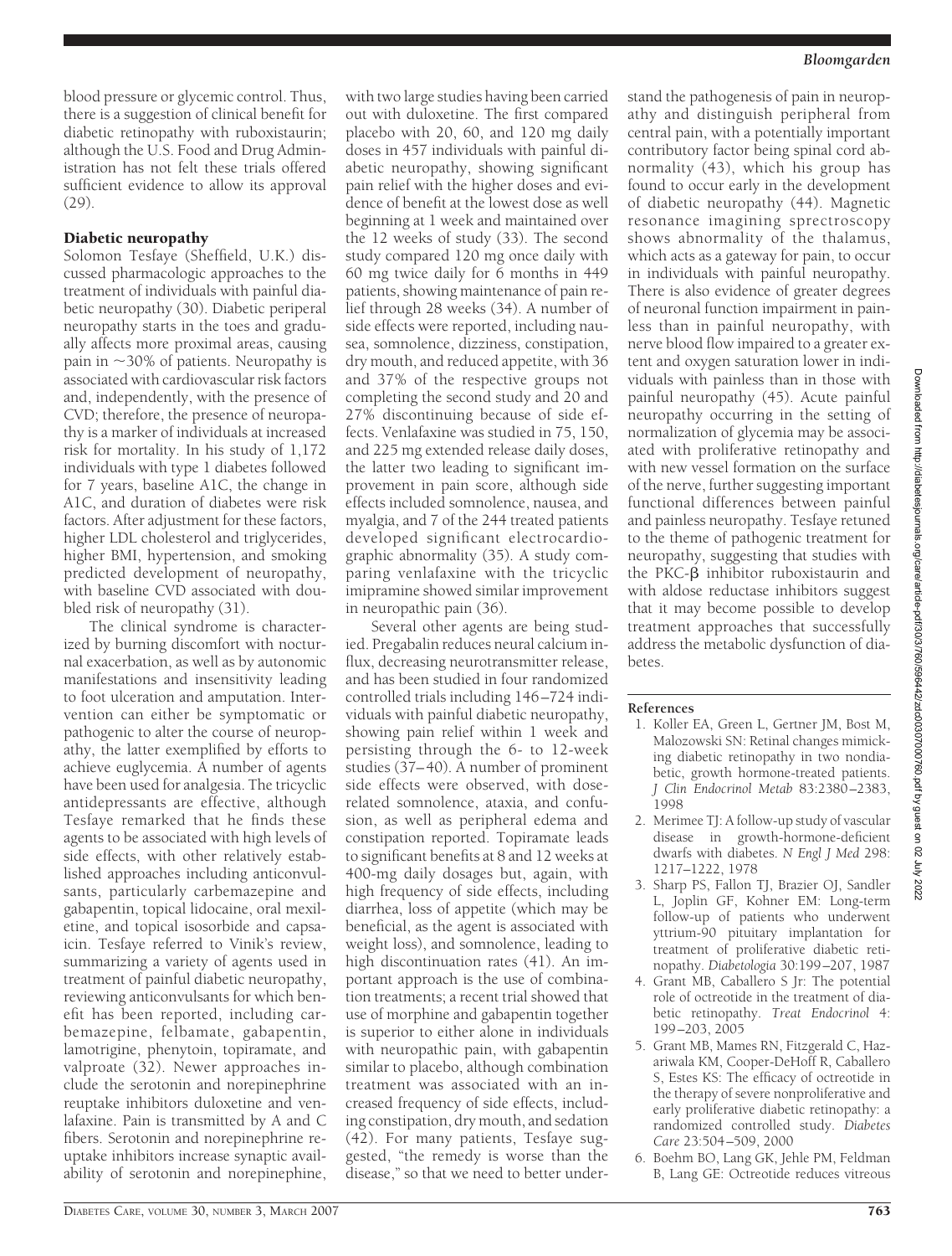blood pressure or glycemic control. Thus, there is a suggestion of clinical benefit for diabetic retinopathy with ruboxistaurin; although the U.S. Food and Drug Administration has not felt these trials offered sufficient evidence to allow its approval (29).

## Diabetic neuropathy

Solomon Tesfaye (Sheffield, U.K.) discussed pharmacologic approaches to the treatment of individuals with painful diabetic neuropathy (30). Diabetic peripheral neuropathy starts in the toes and gradually affects more proximal areas, causing pain in ~30% of patients. Neuropathy is associated with cardiovascular risk factors and, independently, with the presence of CVD; therefore, the presence of neuropathy is a marker of individuals at increased risk for mortality. In his study of 1,172 individuals with type 1 diabetes followed for 7 years, baseline A1C, the change in A1C, and duration of diabetes were risk factors. After adjustment for these factors, higher LDL cholesterol and triglycerides, higher BMI, hypertension, and smoking predicted development of neuropathy, with baseline CVD associated with doubled risk of neuropathy (31).

The clinical syndrome is characterized by burning discomfort with nocturnal exacerbation, as well as by autonomic manifestations and insensitivity leading to foot ulceration and amputation. Intervention can either be symptomatic or pathogenic to alter the course of neuropathy, the latter exemplified by efforts to achieve euglycemia. A number of agents have been used for analgesia. The tricyclic antidepressants are effective, although Tesfaye remarked that he finds these agents to be associated with high levels of side effects, with other relatively established approaches including anticonvulsants, particularly carbemazepine and gabapentin, topical lidocaine, oral mexiletine, and topical isosorbide and capsaicin. Tesfaye referred to Vinik's review, summarizing a variety of agents used in treatment of painful diabetic neuropathy, reviewing anticonvulsants for which benefit has been reported, including carbemazepine, felbamate, gabapentin, lamotrigine, phenytoin, topiramate, and valproate (32). Newer approaches include the serotonin and norepinephrine reuptake inhibitors duloxetine and venlafaxine. Pain is transmitted by A and C fibers. Serotonin and norepinephrine reuptake inhibitors increase synaptic availability of serotonin and norepinephrine, with two large studies having been carried out with duloxetine. The first compared placebo with 20, 60, and 120 mg daily doses in 457 individuals with painful diabetic neuropathy, showing significant pain relief with the higher doses and evidence of benefit at the lowest dose as well beginning at 1 week and maintained over the 12 weeks of study (33). The second study compared 120 mg once daily with 60 mg twice daily for 6 months in 449 patients, showing maintenance of pain relief through 28 weeks (34). A number of side effects were reported, including nausea, somnolence, dizziness, constipation, dry mouth, and reduced appetite, with 36 and 37% of the respective groups not completing the second study and 20 and 27% discontinuing because of side effects. Venlafaxine was studied in 75, 150, and 225 mg extended release daily doses, the latter two leading to significant improvement in pain score, although side effects included somnolence, nausea, and myalgia, and 7 of the 244 treated patients developed significant electrocardiographic abnormality (35). A study comparing venlafaxine with the tricyclic imipramine showed similar improvement in neuropathic pain (36).

Several other agents are being studied. Pregabalin reduces neural calcium influx, decreasing neurotransmitter release, and has been studied in four randomized controlled trials including 146–724 individuals with painful diabetic neuropathy, showing pain relief within 1 week and persisting through the 6- to 12-week studies (37–40). A number of prominent side effects were observed, with dose-related somnolence, ataxia, and confusion, as well as peripheral edema and constipation reported. Topiramate leads to significant benefits at 8 and 12 weeks at 400-mg daily dosages but, again, with high frequency of side effects, including diarrhea, loss of appetite (which may be beneficial, as the agent is associated with weight loss), and somnolence, leading to high discontinuation rates (41). An important approach is the use of combination treatments; a recent trial showed that use of morphine and gabapentin together is superior to either alone in individuals with neuropathic pain, with gabapentin similar to placebo, although combination treatment was associated with an increased frequency of side effects, including constipation, dry mouth, and sedation (42). For many patients, Tesfaye suggested, "the remedy is worse than the disease," so that we need to better understand the pathogenesis of pain in neuropathy and distinguish peripheral from central pain, with a potentially important contributory factor being spinal cord abnormality (43), which his group has found to occur early in the development of diabetic neuropathy (44). Magnetic resonance imagining sprectroscopy shows abnormality of the thalamus, which acts as a gateway for pain, to occur in individuals with painful neuropathy. There is also evidence of greater degrees of neuronal function impairment in painless than in painful neuropathy, with nerve blood flow impaired to a greater extent and oxygen saturation lower in individuals with painless than in those with painful neuropathy (45). Acute painful neuropathy occurring in the setting of normalization of glycemia may be associated with proliferative retinopathy and with new vessel formation on the surface of the nerve, further suggesting important functional differences between painful and painless neuropathy. Tesfaye retuned to the theme of pathogenic treatment for neuropathy, suggesting that studies with the PKC-β inhibitor ruboxistaurin and with aldose reductase inhibitors suggest that it may become possible to develop treatment approaches that successfully address the metabolic dysfunction of diabetes.

## References

1. Koller EA, Green L, Gertner JM, Bost M, Malozowski SN: Retinal changes mimicking diabetic retinopathy in two nondiabetic, growth hormone-treated patients. *J Clin Endocrinol Metab* 83:2380–2383, 1998
2. Merimee TJ: A follow-up study of vascular disease in growth-hormone-deficient dwarfs with diabetes. *N Engl J Med* 298: 1217–1222, 1978
3. Sharp PS, Fallon TJ, Brazier OJ, Sandler L, Joplin GF, Kohner EM: Long-term follow-up of patients who underwent yttrium-90 pituitary implantation for treatment of proliferative diabetic retinopathy. *Diabetologia* 30:199–207, 1987
4. Grant MB, Caballero S Jr: The potential role of octreotide in the treatment of diabetic retinopathy. *Treat Endocrinol* 4: 199–203, 2005
5. Grant MB, Mames RN, Fitzgerald C, Hazariwala KM, Cooper-DeHoff R, Caballero S, Estes KS: The efficacy of octreotide in the therapy of severe nonproliferative and early proliferative diabetic retinopathy: a randomized controlled study. *Diabetes Care* 23:504–509, 2000
6. Boehm BO, Lang GK, Jehle PM, Feldman B, Lang GE: Octreotide reduces vitreous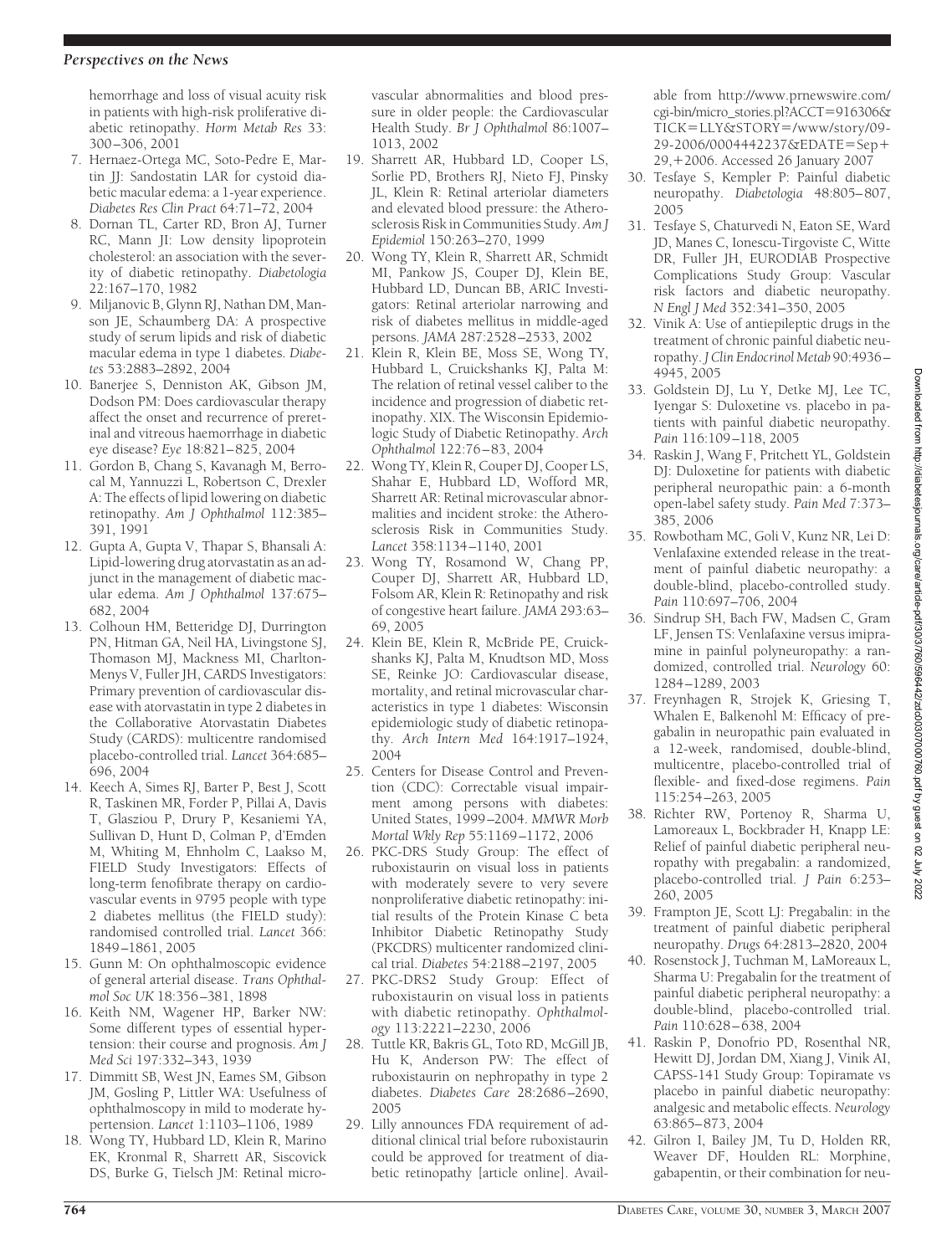hemorrhage and loss of visual acuity risk in patients with high-risk proliferative diabetic retinopathy. *Horm Metab Res* 33: 300–306, 2001

7. Hernaez-Ortega MC, Soto-Pedre E, Martin JJ: Sandostatin LAR for cystoid diabetic macular edema: a 1-year experience. *Diabetes Res Clin Pract* 64:71–72, 2004
8. Dornan TL, Carter RD, Bron AJ, Turner RC, Mann JI: Low density lipoprotein cholesterol: an association with the severity of diabetic retinopathy. *Diabetologia* 22:167–170, 1982
9. Miljanovic B, Glynn RJ, Nathan DM, Manson JE, Schaumberg DA: A prospective study of serum lipids and risk of diabetic macular edema in type 1 diabetes. *Diabetes* 53:2883–2892, 2004
10. Banerjee S, Denniston AK, Gibson JM, Dodson PM: Does cardiovascular therapy affect the onset and recurrence of preretinal and vitreous haemorrhage in diabetic eye disease? *Eye* 18:821–825, 2004
11. Gordon B, Chang S, Kavanagh M, Berrocal M, Yannuzzi L, Robertson C, Drexler A: The effects of lipid lowering on diabetic retinopathy. *Am J Ophthalmol* 112:385–391, 1991
12. Gupta A, Gupta V, Thapar S, Bhansali A: Lipid-lowering drug atorvastatin as an adjunct in the management of diabetic macular edema. *Am J Ophthalmol* 137:675–682, 2004
13. Colhoun HM, Betteridge DJ, Durrington PN, Hitman GA, Neil HA, Livingstone SJ, Thomason MJ, Mackness MI, Charlton-Menys V, Fuller JH, CARDS Investigators: Primary prevention of cardiovascular disease with atorvastatin in type 2 diabetes in the Collaborative Atorvastatin Diabetes Study (CARDS): multicentre randomised placebo-controlled trial. *Lancet* 364:685–696, 2004
14. Keech A, Simes RJ, Barter P, Best J, Scott R, Taskinen MR, Forder P, Pillai A, Davis T, Glasziou P, Drury P, Kesaniemi YA, Sullivan D, Hunt D, Colman P, d'Emden M, Whiting M, Ehnholm C, Laakso M, FIELD Study Investigators: Effects of long-term fenofibrate therapy on cardiovascular events in 9795 people with type 2 diabetes mellitus (the FIELD study): randomised controlled trial. *Lancet* 366: 1849–1861, 2005
15. Gunn M: On ophthalmoscopic evidence of general arterial disease. *Trans Ophthalmol Soc UK* 18:356–381, 1898
16. Keith NM, Wagener HP, Barker NW: Some different types of essential hypertension: their course and prognosis. *Am J Med Sci* 197:332–343, 1939
17. Dimmitt SB, West JN, Eames SM, Gibson JM, Gosling P, Littler WA: Usefulness of ophthalmoscopy in mild to moderate hypertension. *Lancet* 1:1103–1106, 1989
18. Wong TY, Hubbard LD, Klein R, Marino EK, Kronmal R, Sharrett AR, Siscovick DS, Burke G, Tielsch JM: Retinal microvascular abnormalities and blood pressure in older people: the Cardiovascular Health Study. *Br J Ophthalmol* 86:1007–1013, 2002
19. Sharrett AR, Hubbard LD, Cooper LS, Sorlie PD, Brothers RJ, Nieto FJ, Pinsky JL, Klein R: Retinal arteriolar diameters and elevated blood pressure: the Atherosclerosis Risk in Communities Study. *Am J Epidemiol* 150:263–270, 1999
20. Wong TY, Klein R, Sharrett AR, Schmidt MI, Pankow JS, Couper DJ, Klein BE, Hubbard LD, Duncan BB, ARIC Investigators: Retinal arteriolar narrowing and risk of diabetes mellitus in middle-aged persons. *JAMA* 287:2528–2533, 2002
21. Klein R, Klein BE, Moss SE, Wong TY, Hubbard L, Cruickshanks KJ, Palta M: The relation of retinal vessel caliber to the incidence and progression of diabetic retinopathy. XIX. The Wisconsin Epidemiologic Study of Diabetic Retinopathy. *Arch Ophthalmol* 122:76–83, 2004
22. Wong TY, Klein R, Couper DJ, Cooper LS, Shahar E, Hubbard LD, Wofford MR, Sharrett AR: Retinal microvascular abnormalities and incident stroke: the Atherosclerosis Risk in Communities Study. *Lancet* 358:1134–1140, 2001
23. Wong TY, Rosamond W, Chang PP, Couper DJ, Sharrett AR, Hubbard LD, Folsom AR, Klein R: Retinopathy and risk of congestive heart failure. *JAMA* 293:63–69, 2005
24. Klein BE, Klein R, McBride PE, Cruickshanks KJ, Palta M, Knudtson MD, Moss SE, Reinke JO: Cardiovascular disease, mortality, and retinal microvascular characteristics in type 1 diabetes: Wisconsin epidemiologic study of diabetic retinopathy. *Arch Intern Med* 164:1917–1924, 2004
25. Centers for Disease Control and Prevention (CDC): Correctable visual impairment among persons with diabetes: United States, 1999–2004. *MMWR Morb Mortal Wkly Rep* 55:1169–1172, 2006
26. PKC-DRS Study Group: The effect of ruboxistaurin on visual loss in patients with moderately severe to very severe nonproliferative diabetic retinopathy: initial results of the Protein Kinase C beta Inhibitor Diabetic Retinopathy Study (PKCDRS) multicenter randomized clinical trial. *Diabetes* 54:2188–2197, 2005
27. PKC-DRS2 Study Group: Effect of ruboxistaurin on visual loss in patients with diabetic retinopathy. *Ophthalmology* 113:2221–2230, 2006
28. Tuttle KR, Bakris GL, Toto RD, McGill JB, Hu K, Anderson PW: The effect of ruboxistaurin on nephropathy in type 2 diabetes. *Diabetes Care* 28:2686–2690, 2005
29. Lilly announces FDA requirement of additional clinical trial before ruboxistaurin could be approved for treatment of diabetic retinopathy [article online]. Available from http://www.prnewswire.com/cgi-bin/micro_stories.pl?ACCT=916306&TICK=LLY&STORY=/www/story/09-29-2006/0004442237&EDATE=Sep+29,+2006. Accessed 26 January 2007
30. Tesfaye S, Kempler P: Painful diabetic neuropathy. *Diabetologia* 48:805–807, 2005
31. Tesfaye S, Chaturvedi N, Eaton SE, Ward JD, Manes C, Ionescu-Tirgoviste C, Witte DR, Fuller JH, EURODIAB Prospective Complications Study Group: Vascular risk factors and diabetic neuropathy. *N Engl J Med* 352:341–350, 2005
32. Vinik A: Use of antiepileptic drugs in the treatment of chronic painful diabetic neuropathy. *J Clin Endocrinol Metab* 90:4936–4945, 2005
33. Goldstein DJ, Lu Y, Detke MJ, Lee TC, Iyengar S: Duloxetine vs. placebo in patients with painful diabetic neuropathy. *Pain* 116:109–118, 2005
34. Raskin J, Wang F, Pritchett YL, Goldstein DJ: Duloxetine for patients with diabetic peripheral neuropathic pain: a 6-month open-label safety study. *Pain Med* 7:373–385, 2006
35. Rowbotham MC, Goli V, Kunz NR, Lei D: Venlafaxine extended release in the treatment of painful diabetic neuropathy: a double-blind, placebo-controlled study. *Pain* 110:697–706, 2004
36. Sindrup SH, Bach FW, Madsen C, Gram LF, Jensen TS: Venlafaxine versus imipramine in painful polyneuropathy: a randomized, controlled trial. *Neurology* 60: 1284–1289, 2003
37. Freynhagen R, Strojek K, Griesing T, Whalen E, Balkenohl M: Efficacy of pregabalin in neuropathic pain evaluated in a 12-week, randomised, double-blind, multicentre, placebo-controlled trial of flexible- and fixed-dose regimens. *Pain* 115:254–263, 2005
38. Richter RW, Portenoy R, Sharma U, Lamoreaux L, Bockbrader H, Knapp LE: Relief of painful diabetic peripheral neuropathy with pregabalin: a randomized, placebo-controlled trial. *J Pain* 6:253–260, 2005
39. Frampton JE, Scott LJ: Pregabalin: in the treatment of painful diabetic peripheral neuropathy. *Drugs* 64:2813–2820, 2004
40. Rosenstock J, Tuchman M, LaMoreaux L, Sharma U: Pregabalin for the treatment of painful diabetic peripheral neuropathy: a double-blind, placebo-controlled trial. *Pain* 110:628–638, 2004
41. Raskin P, Donofrio PD, Rosenthal NR, Hewitt DJ, Jordan DM, Xiang J, Vinik AI, CAPSS-141 Study Group: Topiramate vs placebo in painful diabetic neuropathy: analgesic and metabolic effects. *Neurology* 63:865–873, 2004
42. Gilron I, Bailey JM, Tu D, Holden RR, Weaver DF, Houlden RL: Morphine, gabapentin, or their combination for neu-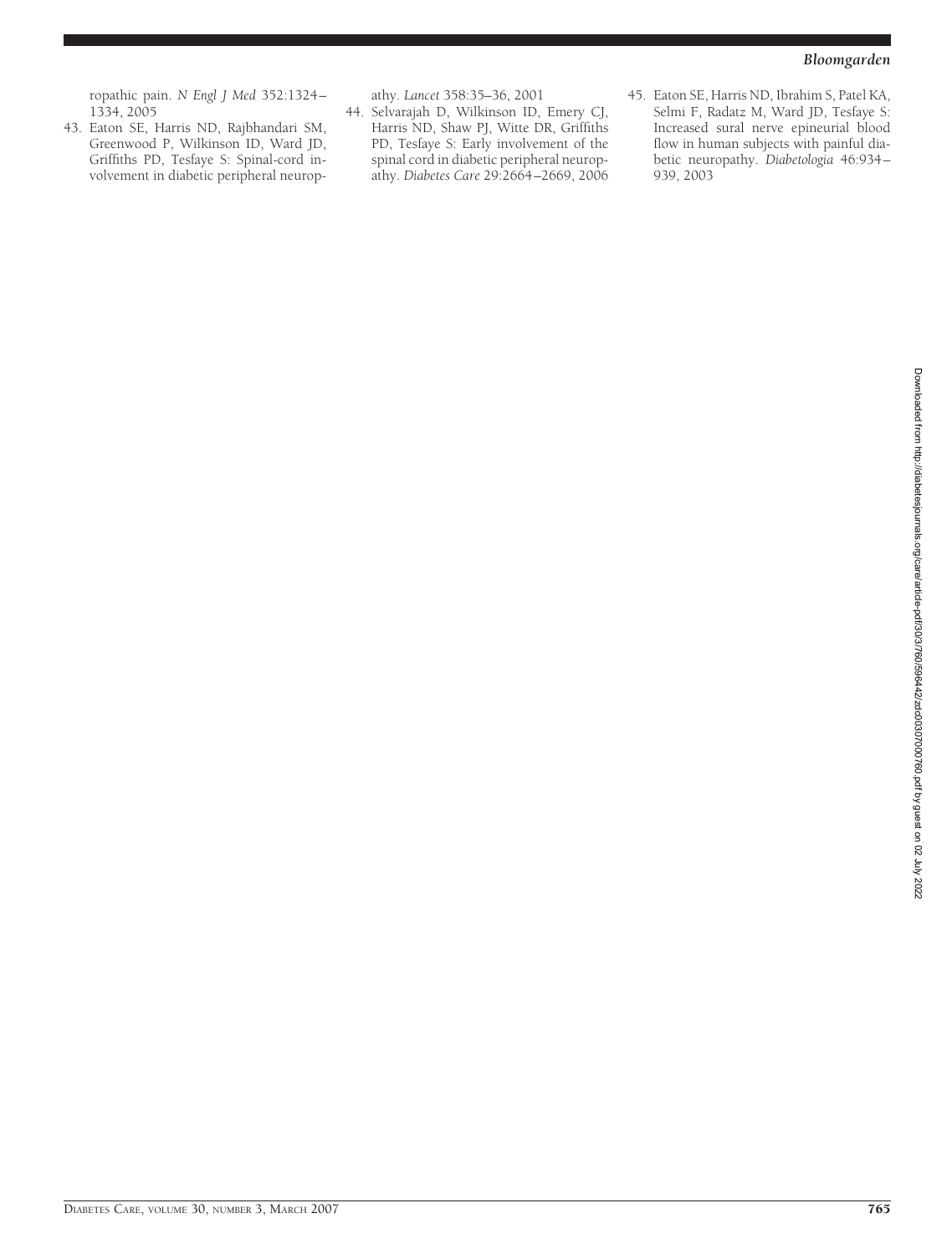ropathic pain. *N Engl J Med* 352:1324–1334, 2005

43. Eaton SE, Harris ND, Rajbhandari SM, Greenwood P, Wilkinson ID, Ward JD, Griffiths PD, Tesfaye S: Spinal-cord involvement in diabetic peripheral neuropathy. *Lancet* 358:35–36, 2001
44. Selvarajah D, Wilkinson ID, Emery CJ, Harris ND, Shaw PJ, Witte DR, Griffiths PD, Tesfaye S: Early involvement of the spinal cord in diabetic peripheral neuropathy. *Diabetes Care* 29:2664–2669, 2006
45. Eaton SE, Harris ND, Ibrahim S, Patel KA, Selmi F, Radatz M, Ward JD, Tesfaye S: Increased sural nerve epineurial blood flow in human subjects with painful diabetic neuropathy. *Diabetologia* 46:934–939, 2003